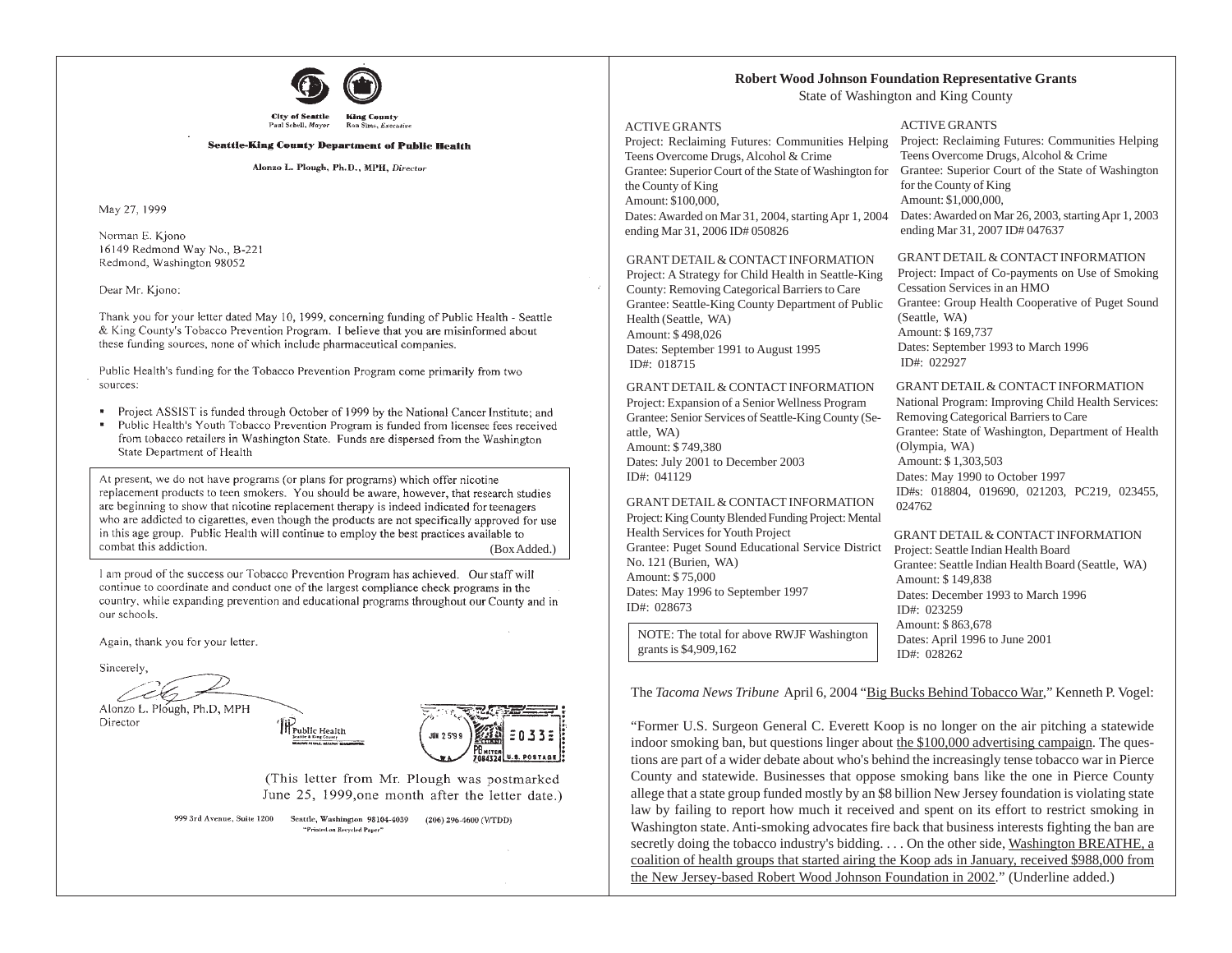City of Seattle
Paul Schell, *Mayor*

King County
Ron Sims, *Executive*

**Seattle-King County Department of Public Health**

Alonzo L. Plough, Ph.D., MPH, *Director*

May 27, 1999

Norman E. Kjono
16149 Redmond Way No., B-221
Redmond, Washington 98052

Dear Mr. Kjono:

Thank you for your letter dated May 10, 1999, concerning funding of Public Health - Seattle & King County's Tobacco Prevention Program. I believe that you are misinformed about these funding sources, none of which include pharmaceutical companies.

Public Health's funding for the Tobacco Prevention Program come primarily from two sources:

- Project ASSIST is funded through October of 1999 by the National Cancer Institute; and
- Public Health's Youth Tobacco Prevention Program is funded from licensee fees received from tobacco retailers in Washington State. Funds are dispersed from the Washington State Department of Health

> At present, we do not have programs (or plans for programs) which offer nicotine replacement products to teen smokers. You should be aware, however, that research studies are beginning to show that nicotine replacement therapy is indeed indicated for teenagers who are addicted to cigarettes, even though the products are not specifically approved for use in this age group. Public Health will continue to employ the best practices available to combat this addiction. (Box Added.)

I am proud of the success our Tobacco Prevention Program has achieved. Our staff will continue to coordinate and conduct one of the largest compliance check programs in the country, while expanding prevention and educational programs throughout our County and in our schools.

Again, thank you for your letter.

Sincerely,

Alonzo L. Plough, Ph.D, MPH
Director

Public Health
Seattle & King County

JUN 25 99

(This letter from Mr. Plough was postmarked June 25, 1999, one month after the letter date.)

999 3rd Avenue, Suite 1200 Seattle, Washington 98104-4039 (206) 296-4600 (V/TDD)
"Printed on Recycled Paper"

## Robert Wood Johnson Foundation Representative Grants

State of Washington and King County

ACTIVE GRANTS
Project: Reclaiming Futures: Communities Helping Teens Overcome Drugs, Alcohol & Crime
Grantee: Superior Court of the State of Washington for the County of King
Amount: $100,000,
Dates: Awarded on Mar 31, 2004, starting Apr 1, 2004 ending Mar 31, 2006 ID# 050826

GRANT DETAIL & CONTACT INFORMATION
Project: A Strategy for Child Health in Seattle-King County: Removing Categorical Barriers to Care
Grantee: Seattle-King County Department of Public Health (Seattle, WA)
Amount: $ 498,026
Dates: September 1991 to August 1995
ID#: 018715

GRANT DETAIL & CONTACT INFORMATION
Project: Expansion of a Senior Wellness Program
Grantee: Senior Services of Seattle-King County (Seattle, WA)
Amount: $ 749,380
Dates: July 2001 to December 2003
ID#: 041129

GRANT DETAIL & CONTACT INFORMATION
Project: King County Blended Funding Project: Mental Health Services for Youth Project
Grantee: Puget Sound Educational Service District No. 121 (Burien, WA)
Amount: $ 75,000
Dates: May 1996 to September 1997
ID#: 028673

> NOTE: The total for above RWJF Washington grants is $4,909,162

ACTIVE GRANTS
Project: Reclaiming Futures: Communities Helping Teens Overcome Drugs, Alcohol & Crime
Grantee: Superior Court of the State of Washington for the County of King
Amount: $1,000,000,
Dates: Awarded on Mar 26, 2003, starting Apr 1, 2003 ending Mar 31, 2007 ID# 047637

GRANT DETAIL & CONTACT INFORMATION
Project: Impact of Co-payments on Use of Smoking Cessation Services in an HMO
Grantee: Group Health Cooperative of Puget Sound (Seattle, WA)
Amount: $ 169,737
Dates: September 1993 to March 1996
ID#: 022927

GRANT DETAIL & CONTACT INFORMATION
National Program: Improving Child Health Services: Removing Categorical Barriers to Care
Grantee: State of Washington, Department of Health (Olympia, WA)
Amount: $ 1,303,503
Dates: May 1990 to October 1997
ID#s: 018804, 019690, 021203, PC219, 023455, 024762

GRANT DETAIL & CONTACT INFORMATION
Project: Seattle Indian Health Board
Grantee: Seattle Indian Health Board (Seattle, WA)
Amount: $ 149,838
Dates: December 1993 to March 1996
ID#: 023259
Amount: $ 863,678
Dates: April 1996 to June 2001
ID#: 028262

The *Tacoma News Tribune* April 6, 2004 "Big Bucks Behind Tobacco War," Kenneth P. Vogel:

"Former U.S. Surgeon General C. Everett Koop is no longer on the air pitching a statewide indoor smoking ban, but questions linger about the $100,000 advertising campaign. The questions are part of a wider debate about who's behind the increasingly tense tobacco war in Pierce County and statewide. Businesses that oppose smoking bans like the one in Pierce County allege that a state group funded mostly by an $8 billion New Jersey foundation is violating state law by failing to report how much it received and spent on its effort to restrict smoking in Washington state. Anti-smoking advocates fire back that business interests fighting the ban are secretly doing the tobacco industry's bidding. . . . On the other side, Washington BREATHE, a coalition of health groups that started airing the Koop ads in January, received $988,000 from the New Jersey-based Robert Wood Johnson Foundation in 2002." (Underline added.)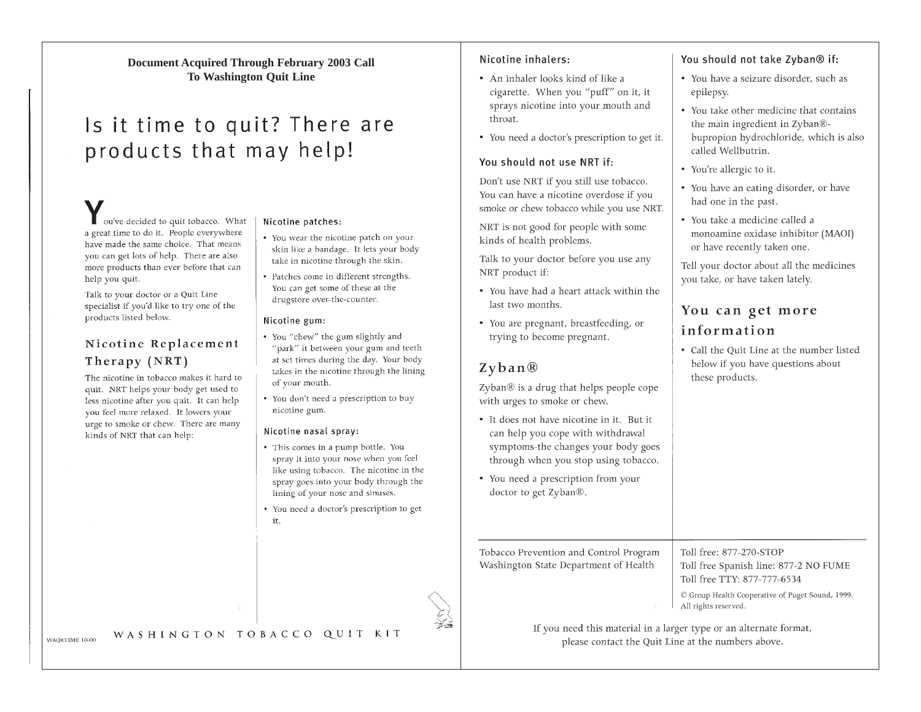**Document Acquired Through February 2003 Call To Washington Quit Line**

# Is it time to quit? There are products that may help!

You've decided to quit tobacco. What a great time to do it. People everywhere have made the same choice. That means you can get lots of help. There are also more products than ever before that can help you quit.

Talk to your doctor or a Quit Line specialist if you'd like to try one of the products listed below.

## Nicotine Replacement Therapy (NRT)

The nicotine in tobacco makes it hard to quit. NRT helps your body get used to less nicotine after you quit. It can help you feel more relaxed. It lowers your urge to smoke or chew. There are many kinds of NRT that can help:

### Nicotine patches:

- You wear the nicotine patch on your skin like a bandage. It lets your body take in nicotine through the skin.
- Patches come in different strengths. You can get some of these at the drugstore over-the-counter.

### Nicotine gum:

- You "chew" the gum slightly and "park" it between your gum and teeth at set times during the day. Your body takes in the nicotine through the lining of your mouth.
- You don't need a prescription to buy nicotine gum.

### Nicotine nasal spray:

- This comes in a pump bottle. You spray it into your nose when you feel like using tobacco. The nicotine in the spray goes into your body through the lining of your nose and sinuses.
- You need a doctor's prescription to get it.

### Nicotine inhalers:

- An inhaler looks kind of like a cigarette. When you "puff" on it, it sprays nicotine into your mouth and throat.
- You need a doctor's prescription to get it.

### You should not use NRT if:

Don't use NRT if you still use tobacco. You can have a nicotine overdose if you smoke or chew tobacco while you use NRT.

NRT is not good for people with some kinds of health problems.

Talk to your doctor before you use any NRT product if:

- You have had a heart attack within the last two months.
- You are pregnant, breastfeeding, or trying to become pregnant.

## Zyban®

Zyban® is a drug that helps people cope with urges to smoke or chew.

- It does not have nicotine in it. But it can help you cope with withdrawal symptoms-the changes your body goes through when you stop using tobacco.
- You need a prescription from your doctor to get Zyban®.

### You should not take Zyban® if:

- You have a seizure disorder, such as epilepsy.
- You take other medicine that contains the main ingredient in Zyban®- bupropion hydrochloride, which is also called Wellbutrin.
- You're allergic to it.
- You have an eating disorder, or have had one in the past.
- You take a medicine called a monoamine oxidase inhibitor (MAOI) or have recently taken one.

Tell your doctor about all the medicines you take, or have taken lately.

## You can get more information

- Call the Quit Line at the number listed below if you have questions about these products.

Tobacco Prevention and Control Program
Washington State Department of Health

Toll free: 877-270-STOP
Toll free Spanish line: 877-2 NO FUME
Toll free TTY: 877-777-6534

© Group Health Cooperative of Puget Sound, 1999. All rights reserved.

If you need this material in a larger type or an alternate format, please contact the Quit Line at the numbers above.

WAQKTIME 10-00

WASHINGTON TOBACCO QUIT KIT